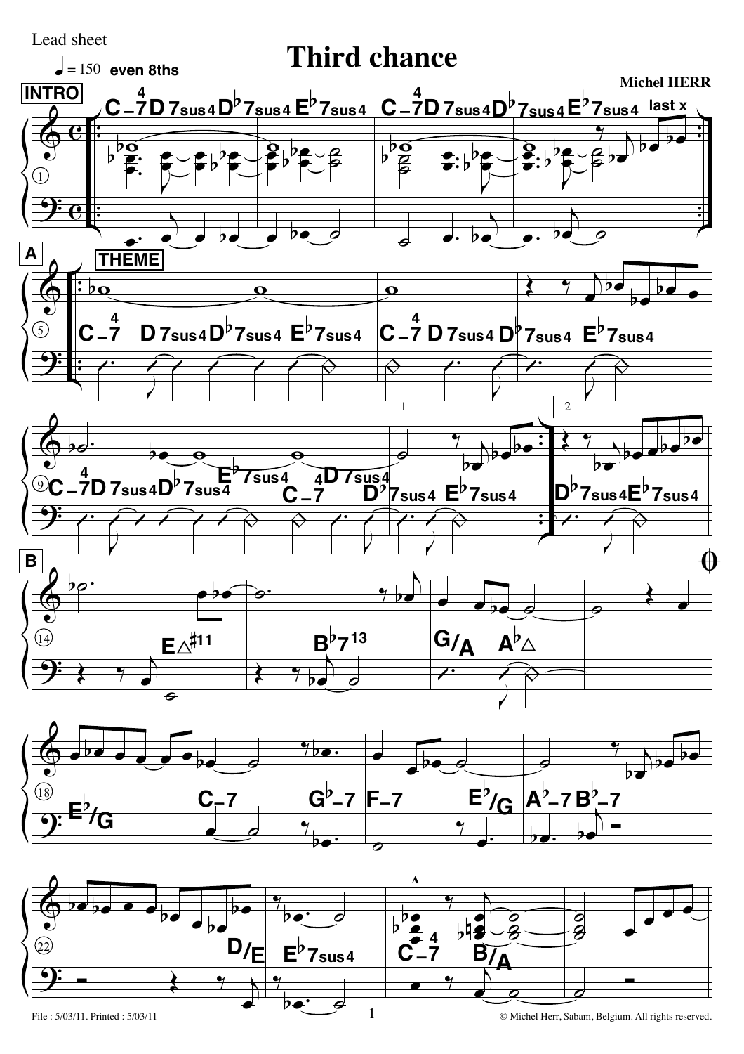Lead sheet

# Third chance

♩ = 150 even 8ths

**Michel HERR**

INTRO

C–7 D7sus4 D♭7sus4 E♭7sus4 | C–7 D7sus4 D♭7sus4 E♭7sus4 (last x)

A — THEME

C–7 D7sus4 D♭7sus4 E♭7sus4 | C–7 D7sus4 D♭7sus4 E♭7sus4

C–7 D7sus4 D♭7sus4 E♭7sus4 | C–7 D7sus4 | 1. D♭7sus4 E♭7sus4 | 2. D♭7sus4 E♭7sus4

B

E△♯11 | B♭7 13 | G/A A♭△

E♭/G | C–7 | G♭–7 | F–7 | E♭/G | A♭–7 B♭–7

D/E | E♭7sus4 | C–7 | B/A

File : 5/03/11. Printed : 5/03/11

© Michel Herr, Sabam, Belgium. All rights reserved.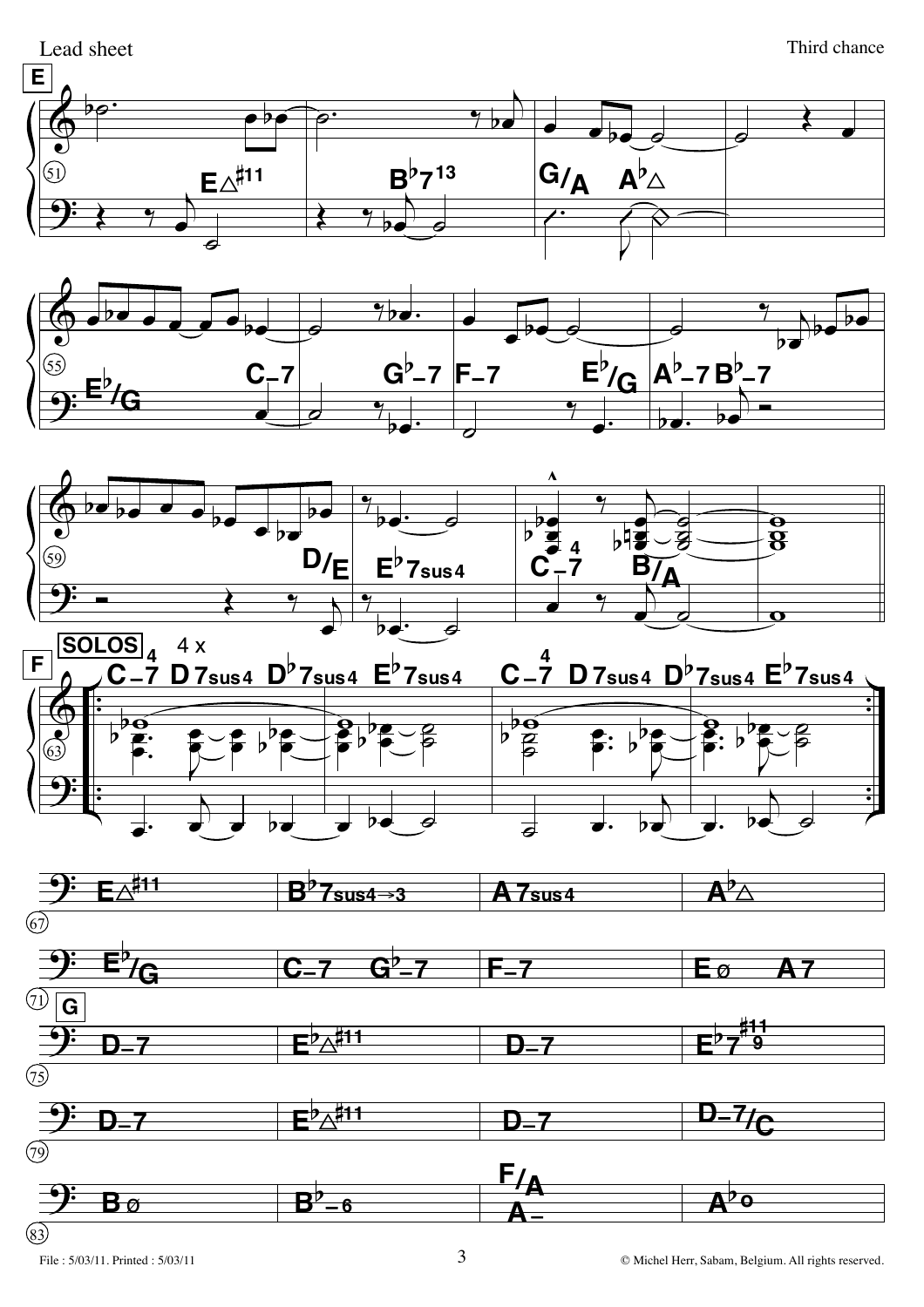**E**

51 — E△♯11 | B♭7 13 | G/A A♭△ |

55 — E♭/G | C–7 | G♭–7 | F–7 E♭/G | A♭–7 B♭–7

59 — D/E | E♭7sus4 | C–7 4 B/A |

**F** **SOLOS** 4 x

63 — C–7 4 D7sus4 D♭7sus4 E♭7sus4 | C–7 4 D7sus4 D♭7sus4 E♭7sus4

67 — E△♯11 | B♭7sus4→3 | A7sus4 | A♭△

71 — E♭/G | C–7 G♭–7 | F–7 | Eø A7

**G**

75 — D–7 | E♭△♯11 | D–7 | E♭7 ♯11 9

79 — D–7 | E♭△♯11 | D–7 | D–7/C

83 — Bø | B♭–6 | F/A A– | A♭o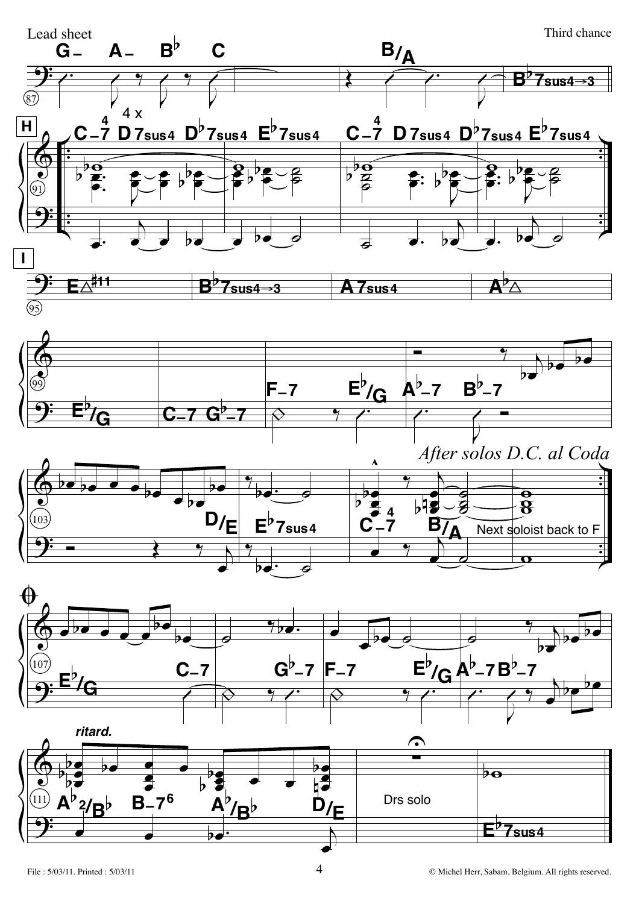Lead sheet

Third chance

G– A– B♭ C B/A B♭7sus4→3

**H**

4 x

C–7 D7sus4 D♭7sus4 E♭7sus4 C–7 D7sus4 D♭7sus4 E♭7sus4

**I**

E△♯11 B♭7sus4→3 A7sus4 A♭△

E♭/G C–7 G♭–7 F–7 E♭/G A♭–7 B♭–7

*After solos D.C. al Coda*

D/E E♭7sus4 C–7 B/A

Next soloist back to F

E♭/G C–7 G♭–7 F–7 E♭/G A♭–7 B♭–7

*ritard.*

A♭2/B♭ B–7⁶ A♭/B♭ D/E

Drs solo

E♭7sus4

File : 5/03/11. Printed : 5/03/11

© Michel Herr, Sabam, Belgium. All rights reserved.